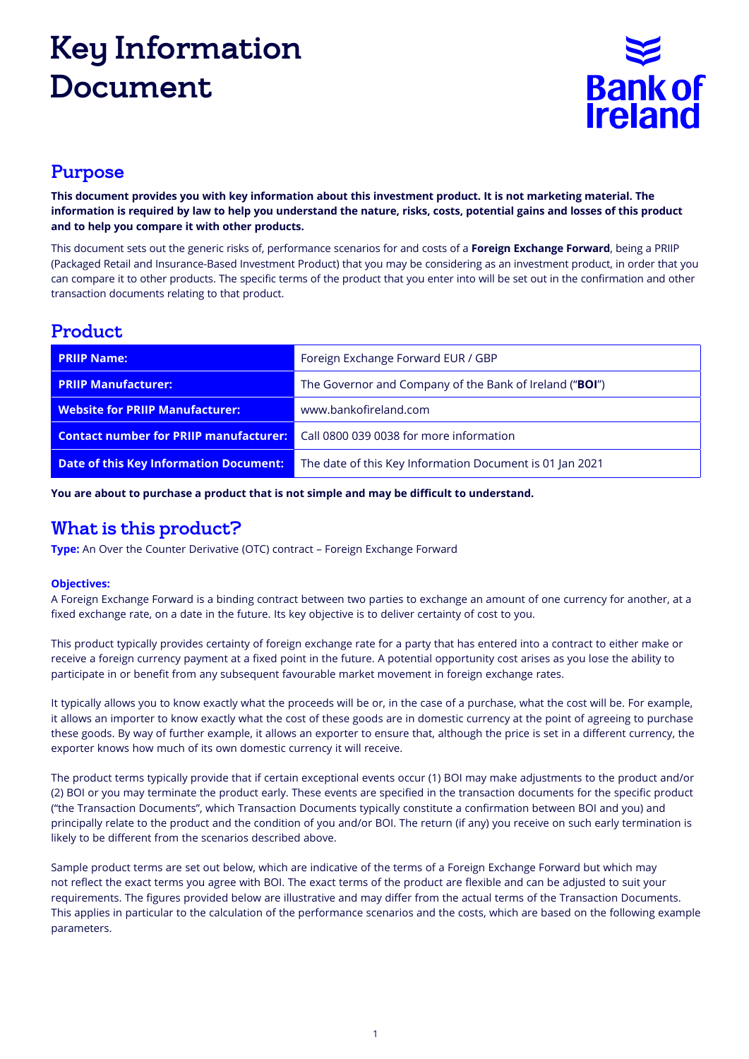# Key Information Document

## Purpose

**This document provides you with key information about this investment product. It is not marketing material. The information is required by law to help you understand the nature, risks, costs, potential gains and losses of this product and to help you compare it with other products.**

This document sets out the generic risks of, performance scenarios for and costs of a **Foreign Exchange Forward**, being a PRIIP (Packaged Retail and Insurance-Based Investment Product) that you may be considering as an investment product, in order that you can compare it to other products. The specific terms of the product that you enter into will be set out in the confirmation and other transaction documents relating to that product.

## Product

| | |
|---|---|
| **PRIIP Name:** | Foreign Exchange Forward EUR / GBP |
| **PRIIP Manufacturer:** | The Governor and Company of the Bank of Ireland ("**BOI**") |
| **Website for PRIIP Manufacturer:** | www.bankofireland.com |
| **Contact number for PRIIP manufacturer:** | Call 0800 039 0038 for more information |
| **Date of this Key Information Document:** | The date of this Key Information Document is 01 Jan 2021 |

**You are about to purchase a product that is not simple and may be difficult to understand.**

## What is this product?

**Type:** An Over the Counter Derivative (OTC) contract – Foreign Exchange Forward

**Objectives:**

A Foreign Exchange Forward is a binding contract between two parties to exchange an amount of one currency for another, at a fixed exchange rate, on a date in the future. Its key objective is to deliver certainty of cost to you.

This product typically provides certainty of foreign exchange rate for a party that has entered into a contract to either make or receive a foreign currency payment at a fixed point in the future. A potential opportunity cost arises as you lose the ability to participate in or benefit from any subsequent favourable market movement in foreign exchange rates.

It typically allows you to know exactly what the proceeds will be or, in the case of a purchase, what the cost will be. For example, it allows an importer to know exactly what the cost of these goods are in domestic currency at the point of agreeing to purchase these goods. By way of further example, it allows an exporter to ensure that, although the price is set in a different currency, the exporter knows how much of its own domestic currency it will receive.

The product terms typically provide that if certain exceptional events occur (1) BOI may make adjustments to the product and/or (2) BOI or you may terminate the product early. These events are specified in the transaction documents for the specific product ("the Transaction Documents", which Transaction Documents typically constitute a confirmation between BOI and you) and principally relate to the product and the condition of you and/or BOI. The return (if any) you receive on such early termination is likely to be different from the scenarios described above.

Sample product terms are set out below, which are indicative of the terms of a Foreign Exchange Forward but which may not reflect the exact terms you agree with BOI. The exact terms of the product are flexible and can be adjusted to suit your requirements. The figures provided below are illustrative and may differ from the actual terms of the Transaction Documents. This applies in particular to the calculation of the performance scenarios and the costs, which are based on the following example parameters.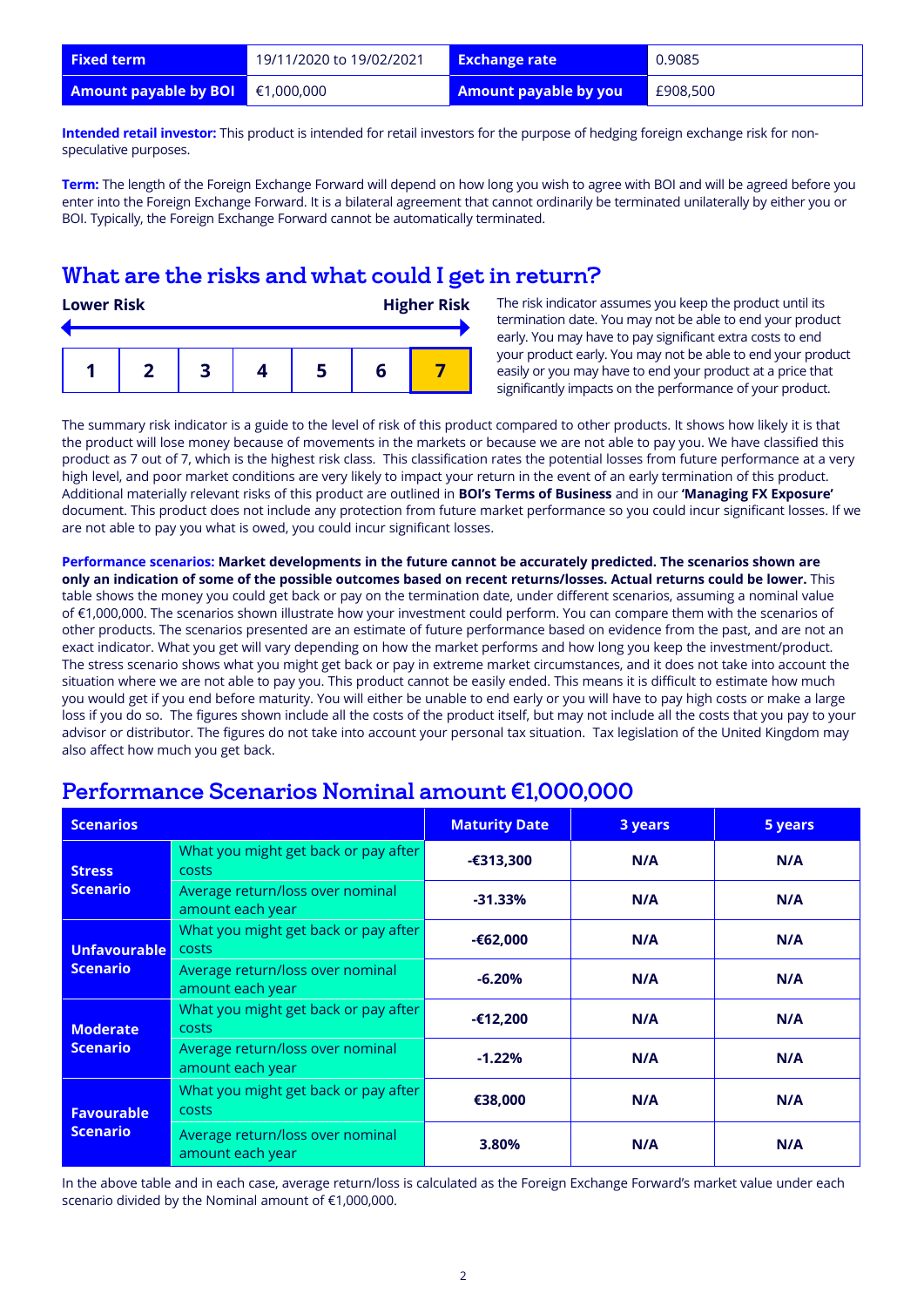| Fixed term | 19/11/2020 to 19/02/2021 | Exchange rate | 0.9085 |
|---|---|---|---|
| Amount payable by BOI | €1,000,000 | Amount payable by you | £908,500 |

**Intended retail investor:** This product is intended for retail investors for the purpose of hedging foreign exchange risk for non-speculative purposes.

**Term:** The length of the Foreign Exchange Forward will depend on how long you wish to agree with BOI and will be agreed before you enter into the Foreign Exchange Forward. It is a bilateral agreement that cannot ordinarily be terminated unilaterally by either you or BOI. Typically, the Foreign Exchange Forward cannot be automatically terminated.

## What are the risks and what could I get in return?

**Lower Risk** → **Higher Risk**

| 1 | 2 | 3 | 4 | 5 | 6 | **7** |
|---|---|---|---|---|---|---|

The risk indicator assumes you keep the product until its termination date. You may not be able to end your product early. You may have to pay significant extra costs to end your product early. You may not be able to end your product easily or you may have to end your product at a price that significantly impacts on the performance of your product.

The summary risk indicator is a guide to the level of risk of this product compared to other products. It shows how likely it is that the product will lose money because of movements in the markets or because we are not able to pay you. We have classified this product as 7 out of 7, which is the highest risk class. This classification rates the potential losses from future performance at a very high level, and poor market conditions are very likely to impact your return in the event of an early termination of this product. Additional materially relevant risks of this product are outlined in **BOI's Terms of Business** and in our **'Managing FX Exposure'** document. This product does not include any protection from future market performance so you could incur significant losses. If we are not able to pay you what is owed, you could incur significant losses.

**Performance scenarios: Market developments in the future cannot be accurately predicted. The scenarios shown are only an indication of some of the possible outcomes based on recent returns/losses. Actual returns could be lower.** This table shows the money you could get back or pay on the termination date, under different scenarios, assuming a nominal value of €1,000,000. The scenarios shown illustrate how your investment could perform. You can compare them with the scenarios of other products. The scenarios presented are an estimate of future performance based on evidence from the past, and are not an exact indicator. What you get will vary depending on how the market performs and how long you keep the investment/product. The stress scenario shows what you might get back or pay in extreme market circumstances, and it does not take into account the situation where we are not able to pay you. This product cannot be easily ended. This means it is difficult to estimate how much you would get if you end before maturity. You will either be unable to end early or you will have to pay high costs or make a large loss if you do so. The figures shown include all the costs of the product itself, but may not include all the costs that you pay to your advisor or distributor. The figures do not take into account your personal tax situation. Tax legislation of the United Kingdom may also affect how much you get back.

## Performance Scenarios Nominal amount €1,000,000

| Scenarios | | Maturity Date | 3 years | 5 years |
|---|---|---|---|---|
| **Stress Scenario** | What you might get back or pay after costs | **-€313,300** | **N/A** | **N/A** |
| | Average return/loss over nominal amount each year | **-31.33%** | **N/A** | **N/A** |
| **Unfavourable Scenario** | What you might get back or pay after costs | **-€62,000** | **N/A** | **N/A** |
| | Average return/loss over nominal amount each year | **-6.20%** | **N/A** | **N/A** |
| **Moderate Scenario** | What you might get back or pay after costs | **-€12,200** | **N/A** | **N/A** |
| | Average return/loss over nominal amount each year | **-1.22%** | **N/A** | **N/A** |
| **Favourable Scenario** | What you might get back or pay after costs | **€38,000** | **N/A** | **N/A** |
| | Average return/loss over nominal amount each year | **3.80%** | **N/A** | **N/A** |

In the above table and in each case, average return/loss is calculated as the Foreign Exchange Forward's market value under each scenario divided by the Nominal amount of €1,000,000.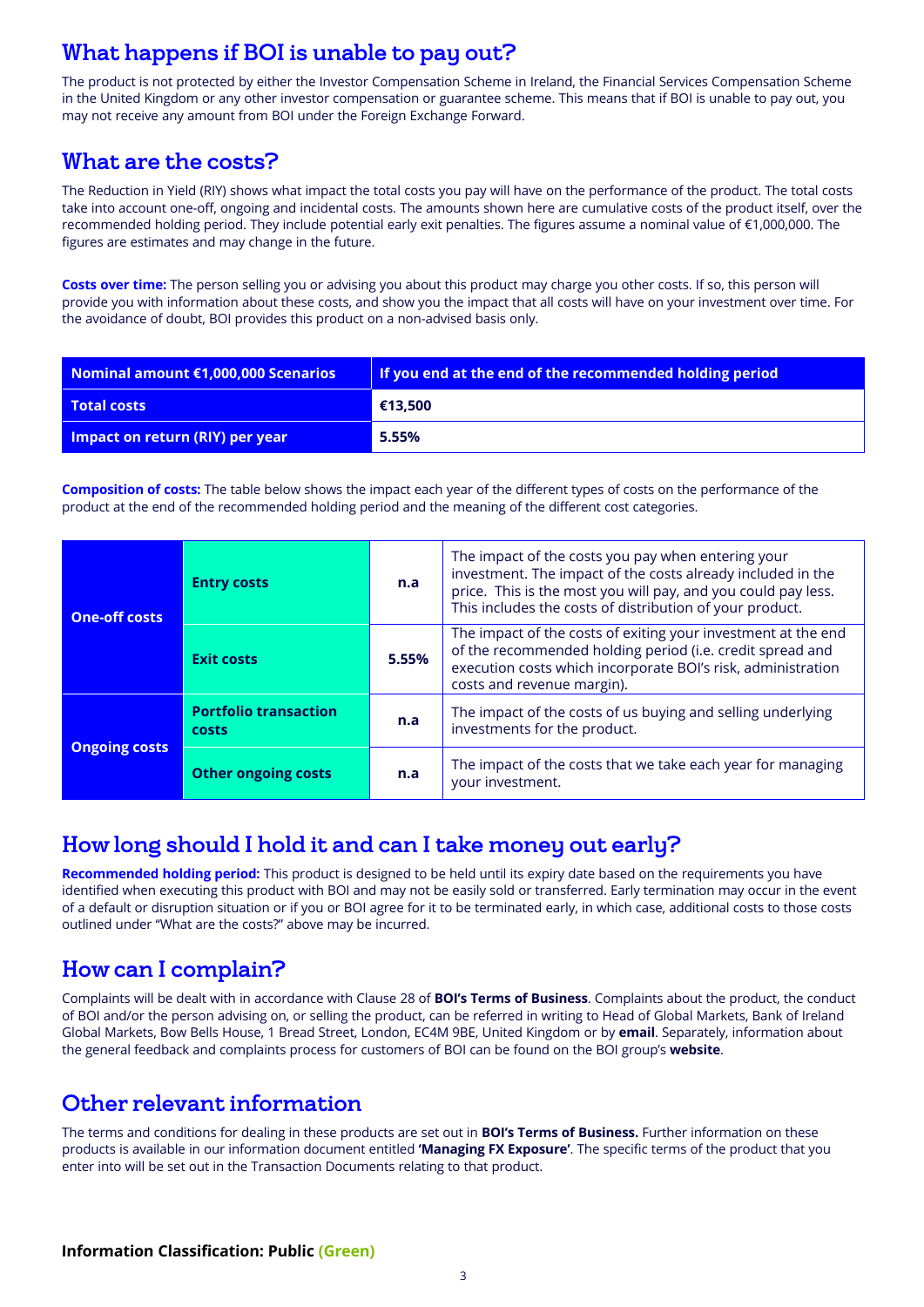## What happens if BOI is unable to pay out?

The product is not protected by either the Investor Compensation Scheme in Ireland, the Financial Services Compensation Scheme in the United Kingdom or any other investor compensation or guarantee scheme. This means that if BOI is unable to pay out, you may not receive any amount from BOI under the Foreign Exchange Forward.

## What are the costs?

The Reduction in Yield (RIY) shows what impact the total costs you pay will have on the performance of the product. The total costs take into account one-off, ongoing and incidental costs. The amounts shown here are cumulative costs of the product itself, over the recommended holding period. They include potential early exit penalties. The figures assume a nominal value of €1,000,000. The figures are estimates and may change in the future.

**Costs over time:** The person selling you or advising you about this product may charge you other costs. If so, this person will provide you with information about these costs, and show you the impact that all costs will have on your investment over time. For the avoidance of doubt, BOI provides this product on a non-advised basis only.

| Nominal amount €1,000,000 Scenarios | If you end at the end of the recommended holding period |
|---|---|
| **Total costs** | **€13,500** |
| **Impact on return (RIY) per year** | **5.55%** |

**Composition of costs:** The table below shows the impact each year of the different types of costs on the performance of the product at the end of the recommended holding period and the meaning of the different cost categories.

| | | | |
|---|---|---|---|
| **One-off costs** | **Entry costs** | **n.a** | The impact of the costs you pay when entering your investment. The impact of the costs already included in the price. This is the most you will pay, and you could pay less. This includes the costs of distribution of your product. |
| | **Exit costs** | **5.55%** | The impact of the costs of exiting your investment at the end of the recommended holding period (i.e. credit spread and execution costs which incorporate BOI's risk, administration costs and revenue margin). |
| **Ongoing costs** | **Portfolio transaction costs** | **n.a** | The impact of the costs of us buying and selling underlying investments for the product. |
| | **Other ongoing costs** | **n.a** | The impact of the costs that we take each year for managing your investment. |

## How long should I hold it and can I take money out early?

**Recommended holding period:** This product is designed to be held until its expiry date based on the requirements you have identified when executing this product with BOI and may not be easily sold or transferred. Early termination may occur in the event of a default or disruption situation or if you or BOI agree for it to be terminated early, in which case, additional costs to those costs outlined under "What are the costs?" above may be incurred.

## How can I complain?

Complaints will be dealt with in accordance with Clause 28 of **BOI's Terms of Business**. Complaints about the product, the conduct of BOI and/or the person advising on, or selling the product, can be referred in writing to Head of Global Markets, Bank of Ireland Global Markets, Bow Bells House, 1 Bread Street, London, EC4M 9BE, United Kingdom or by **email**. Separately, information about the general feedback and complaints process for customers of BOI can be found on the BOI group's **website**.

## Other relevant information

The terms and conditions for dealing in these products are set out in **BOI's Terms of Business.** Further information on these products is available in our information document entitled **'Managing FX Exposure'**. The specific terms of the product that you enter into will be set out in the Transaction Documents relating to that product.

**Information Classification: Public (Green)**